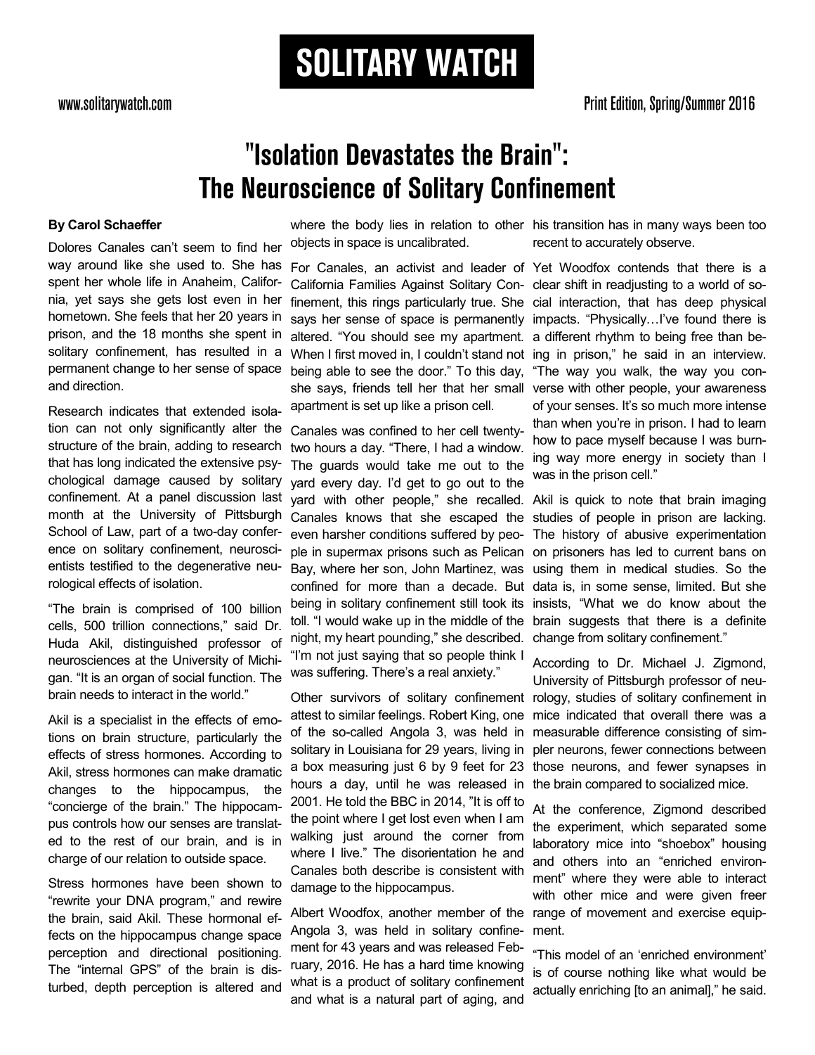# SOLITARY WATCH

www.solitarywatch.com

Print Edition, Spring/Summer 2016

## "Isolation Devastates the Brain": The Neuroscience of Solitary Confinement

**By Carol Schaeffer**

Dolores Canales can't seem to find her way around like she used to. She has spent her whole life in Anaheim, California, yet says she gets lost even in her hometown. She feels that her 20 years in prison, and the 18 months she spent in solitary confinement, has resulted in a permanent change to her sense of space and direction.

Research indicates that extended isolation can not only significantly alter the structure of the brain, adding to research that has long indicated the extensive psychological damage caused by solitary confinement. At a panel discussion last month at the University of Pittsburgh School of Law, part of a two-day conference on solitary confinement, neuroscientists testified to the degenerative neurological effects of isolation.

"The brain is comprised of 100 billion cells, 500 trillion connections," said Dr. Huda Akil, distinguished professor of neurosciences at the University of Michigan. "It is an organ of social function. The brain needs to interact in the world."

Akil is a specialist in the effects of emotions on brain structure, particularly the effects of stress hormones. According to Akil, stress hormones can make dramatic changes to the hippocampus, the "concierge of the brain." The hippocampus controls how our senses are translated to the rest of our brain, and is in charge of our relation to outside space.

Stress hormones have been shown to "rewrite your DNA program," and rewire the brain, said Akil. These hormonal effects on the hippocampus change space perception and directional positioning. The "internal GPS" of the brain is disturbed, depth perception is altered and where the body lies in relation to other objects in space is uncalibrated.

For Canales, an activist and leader of California Families Against Solitary Confinement, this rings particularly true. She says her sense of space is permanently altered. "You should see my apartment. When I first moved in, I couldn't stand not being able to see the door." To this day, she says, friends tell her that her small apartment is set up like a prison cell.

Canales was confined to her cell twenty-two hours a day. "There, I had a window. The guards would take me out to the yard every day. I'd get to go out to the yard with other people," she recalled. Canales knows that she escaped the even harsher conditions suffered by people in supermax prisons such as Pelican Bay, where her son, John Martinez, was confined for more than a decade. But being in solitary confinement still took its toll. "I would wake up in the middle of the night, my heart pounding," she described. "I'm not just saying that so people think I was suffering. There's a real anxiety."

Other survivors of solitary confinement attest to similar feelings. Robert King, one of the so-called Angola 3, was held in solitary in Louisiana for 29 years, living in a box measuring just 6 by 9 feet for 23 hours a day, until he was released in 2001. He told the BBC in 2014, "It is off to the point where I get lost even when I am walking just around the corner from where I live." The disorientation he and Canales both describe is consistent with damage to the hippocampus.

Albert Woodfox, another member of the Angola 3, was held in solitary confinement for 43 years and was released February, 2016. He has a hard time knowing what is a product of solitary confinement and what is a natural part of aging, and his transition has in many ways been too recent to accurately observe.

Yet Woodfox contends that there is a clear shift in readjusting to a world of social interaction, that has deep physical impacts. "Physically…I've found there is a different rhythm to being free than being in prison," he said in an interview. "The way you walk, the way you converse with other people, your awareness of your senses. It's so much more intense than when you're in prison. I had to learn how to pace myself because I was burning way more energy in society than I was in the prison cell."

Akil is quick to note that brain imaging studies of people in prison are lacking. The history of abusive experimentation on prisoners has led to current bans on using them in medical studies. So the data is, in some sense, limited. But she insists, "What we do know about the brain suggests that there is a definite change from solitary confinement."

According to Dr. Michael J. Zigmond, University of Pittsburgh professor of neurology, studies of solitary confinement in mice indicated that overall there was a measurable difference consisting of simpler neurons, fewer connections between those neurons, and fewer synapses in the brain compared to socialized mice.

At the conference, Zigmond described the experiment, which separated some laboratory mice into "shoebox" housing and others into an "enriched environment" where they were able to interact with other mice and were given freer range of movement and exercise equipment.

"This model of an 'enriched environment' is of course nothing like what would be actually enriching [to an animal]," he said.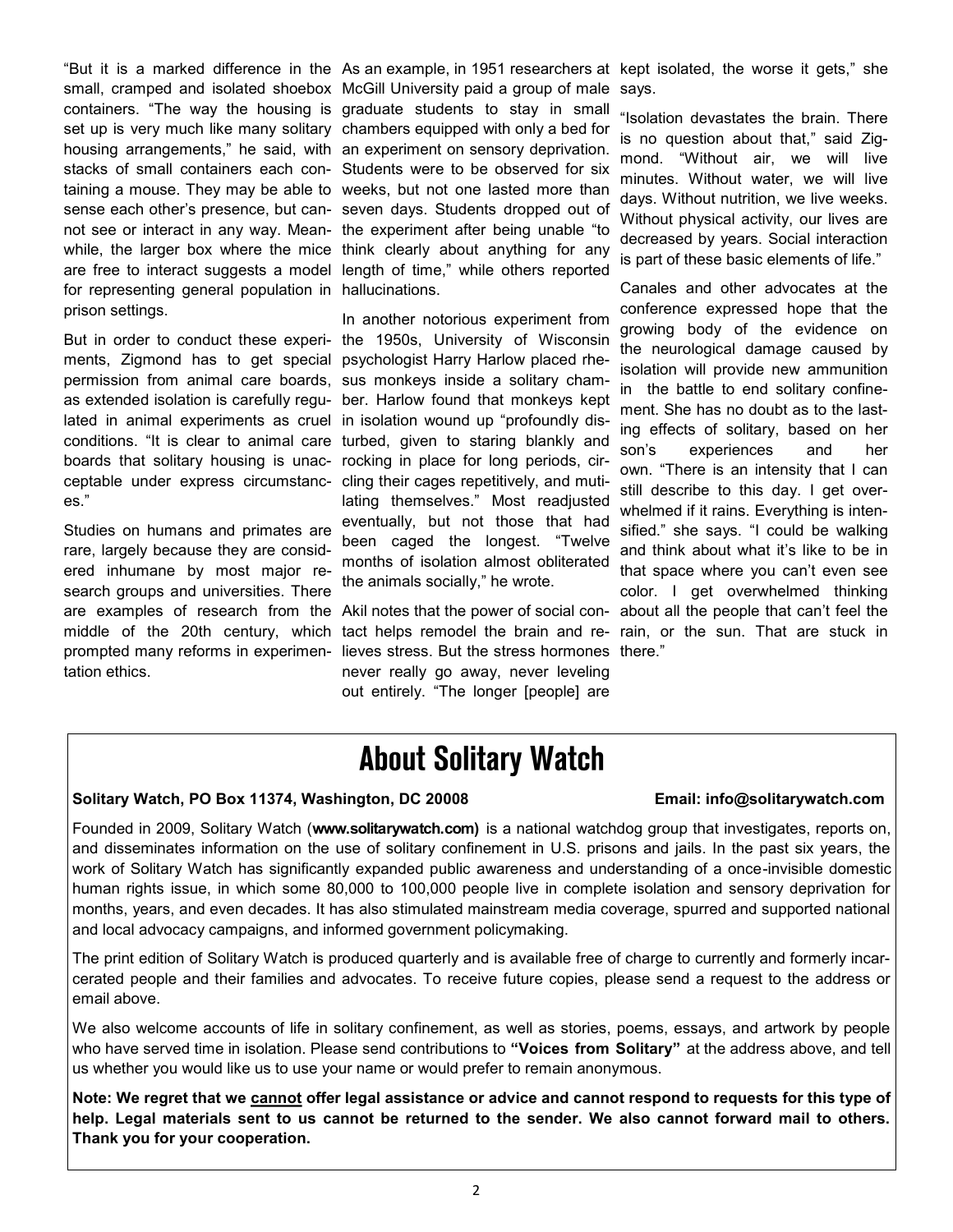"But it is a marked difference in the small, cramped and isolated shoebox containers. "The way the housing is set up is very much like many solitary housing arrangements," he said, with stacks of small containers each containing a mouse. They may be able to sense each other's presence, but cannot see or interact in any way. Meanwhile, the larger box where the mice are free to interact suggests a model for representing general population in prison settings.

But in order to conduct these experiments, Zigmond has to get special permission from animal care boards, as extended isolation is carefully regulated in animal experiments as cruel conditions. "It is clear to animal care boards that solitary housing is unacceptable under express circumstances."

Studies on humans and primates are rare, largely because they are considered inhumane by most major research groups and universities. There are examples of research from the middle of the 20th century, which prompted many reforms in experimentation ethics.

As an example, in 1951 researchers at McGill University paid a group of male graduate students to stay in small chambers equipped with only a bed for an experiment on sensory deprivation. Students were to be observed for six weeks, but not one lasted more than seven days. Students dropped out of the experiment after being unable "to think clearly about anything for any length of time," while others reported hallucinations.

In another notorious experiment from the 1950s, University of Wisconsin psychologist Harry Harlow placed rhesus monkeys inside a solitary chamber. Harlow found that monkeys kept in isolation wound up "profoundly disturbed, given to staring blankly and rocking in place for long periods, circling their cages repetitively, and mutilating themselves." Most readjusted eventually, but not those that had been caged the longest. "Twelve months of isolation almost obliterated the animals socially," he wrote.

Akil notes that the power of social contact helps remodel the brain and relieves stress. But the stress hormones never really go away, never leveling out entirely. "The longer [people] are kept isolated, the worse it gets," she says.

"Isolation devastates the brain. There is no question about that," said Zigmond. "Without air, we will live minutes. Without water, we will live days. Without nutrition, we live weeks. Without physical activity, our lives are decreased by years. Social interaction is part of these basic elements of life."

Canales and other advocates at the conference expressed hope that the growing body of the evidence on the neurological damage caused by isolation will provide new ammunition in the battle to end solitary confinement. She has no doubt as to the lasting effects of solitary, based on her son's experiences and her own. "There is an intensity that I can still describe to this day. I get overwhelmed if it rains. Everything is intensified." she says. "I could be walking and think about what it's like to be in that space where you can't even see color. I get overwhelmed thinking about all the people that can't feel the rain, or the sun. That are stuck in there."

# About Solitary Watch

**Solitary Watch, PO Box 11374, Washington, DC 20008** **Email: info@solitarywatch.com**

Founded in 2009, Solitary Watch (**www.solitarywatch.com)** is a national watchdog group that investigates, reports on, and disseminates information on the use of solitary confinement in U.S. prisons and jails. In the past six years, the work of Solitary Watch has significantly expanded public awareness and understanding of a once-invisible domestic human rights issue, in which some 80,000 to 100,000 people live in complete isolation and sensory deprivation for months, years, and even decades. It has also stimulated mainstream media coverage, spurred and supported national and local advocacy campaigns, and informed government policymaking.

The print edition of Solitary Watch is produced quarterly and is available free of charge to currently and formerly incarcerated people and their families and advocates. To receive future copies, please send a request to the address or email above.

We also welcome accounts of life in solitary confinement, as well as stories, poems, essays, and artwork by people who have served time in isolation. Please send contributions to **"Voices from Solitary"** at the address above, and tell us whether you would like us to use your name or would prefer to remain anonymous.

**Note: We regret that we cannot offer legal assistance or advice and cannot respond to requests for this type of help. Legal materials sent to us cannot be returned to the sender. We also cannot forward mail to others. Thank you for your cooperation.**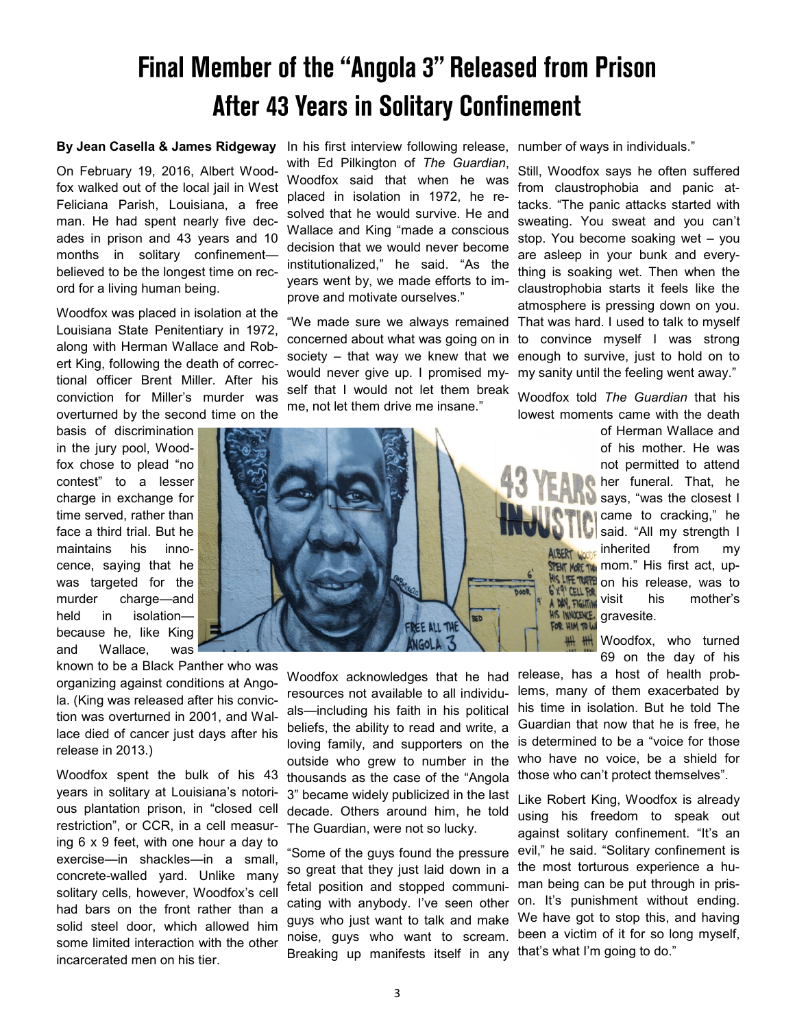# Final Member of the "Angola 3" Released from Prison After 43 Years in Solitary Confinement

**By Jean Casella & James Ridgeway**

On February 19, 2016, Albert Woodfox walked out of the local jail in West Feliciana Parish, Louisiana, a free man. He had spent nearly five decades in prison and 43 years and 10 months in solitary confinement—believed to be the longest time on record for a living human being.

Woodfox was placed in isolation at the Louisiana State Penitentiary in 1972, along with Herman Wallace and Robert King, following the death of correctional officer Brent Miller. After his conviction for Miller's murder was overturned by the second time on the basis of discrimination in the jury pool, Woodfox chose to plead "no contest" to a lesser charge in exchange for time served, rather than face a third trial. But he maintains his innocence, saying that he was targeted for the murder charge—and held in isolation—because he, like King and Wallace, was known to be a Black Panther who was organizing against conditions at Angola. (King was released after his conviction was overturned in 2001, and Wallace died of cancer just days after his release in 2013.)

Woodfox spent the bulk of his 43 years in solitary at Louisiana's notorious plantation prison, in "closed cell restriction", or CCR, in a cell measuring 6 x 9 feet, with one hour a day to exercise—in shackles—in a small, concrete-walled yard. Unlike many solitary cells, however, Woodfox's cell had bars on the front rather than a solid steel door, which allowed him some limited interaction with the other incarcerated men on his tier.

In his first interview following release, with Ed Pilkington of *The Guardian*, Woodfox said that when he was placed in isolation in 1972, he resolved that he would survive. He and Wallace and King "made a conscious decision that we would never become institutionalized," he said. "As the years went by, we made efforts to improve and motivate ourselves."

"We made sure we always remained concerned about what was going on in society – that way we knew that we would never give up. I promised myself that I would not let them break me, not let them drive me insane."

Woodfox acknowledges that he had resources not available to all individuals—including his faith in his political beliefs, the ability to read and write, a loving family, and supporters on the outside who grew to number in the thousands as the case of the "Angola 3" became widely publicized in the last decade. Others around him, he told The Guardian, were not so lucky.

"Some of the guys found the pressure so great that they just laid down in a fetal position and stopped communicating with anybody. I've seen other guys who just want to talk and make noise, guys who want to scream. Breaking up manifests itself in any number of ways in individuals."

Still, Woodfox says he often suffered from claustrophobia and panic attacks. "The panic attacks started with sweating. You sweat and you can't stop. You become soaking wet – you are asleep in your bunk and everything is soaking wet. Then when the claustrophobia starts it feels like the atmosphere is pressing down on you. That was hard. I used to talk to myself to convince myself I was strong enough to survive, just to hold on to my sanity until the feeling went away."

Woodfox told *The Guardian* that his lowest moments came with the death of Herman Wallace and of his mother. He was not permitted to attend her funeral. That, he says, "was the closest I came to cracking," he said. "All my strength I inherited from my mom." His first act, upon his release, was to visit his mother's gravesite.

Woodfox, who turned 69 on the day of his release, has a host of health problems, many of them exacerbated by his time in isolation. But he told The Guardian that now that he is free, he is determined to be a "voice for those who have no voice, be a shield for those who can't protect themselves".

Like Robert King, Woodfox is already using his freedom to speak out against solitary confinement. "It's an evil," he said. "Solitary confinement is the most torturous experience a human being can be put through in prison. It's punishment without ending. We have got to stop this, and having been a victim of it for so long myself, that's what I'm going to do."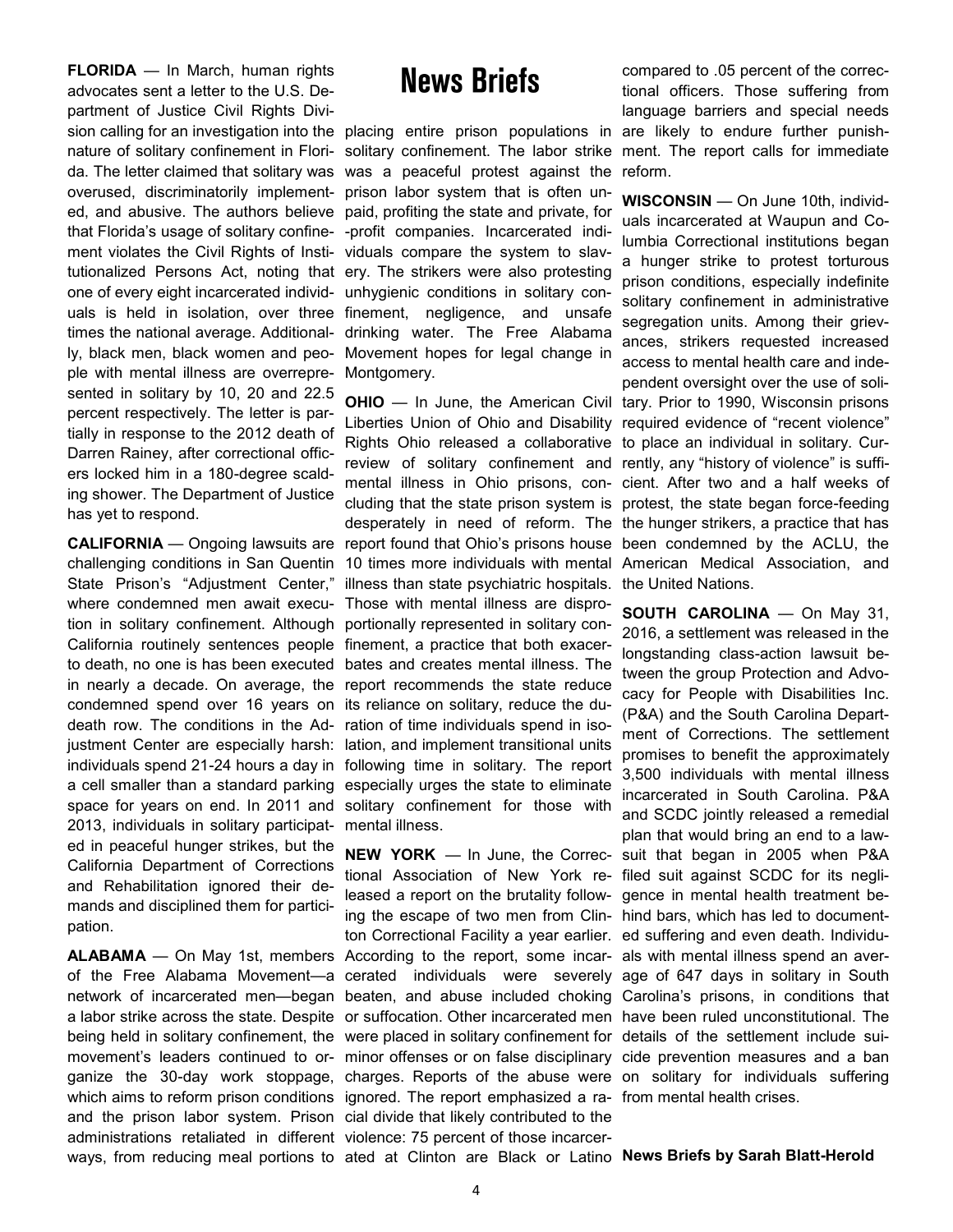# News Briefs

**FLORIDA** — In March, human rights advocates sent a letter to the U.S. Department of Justice Civil Rights Division calling for an investigation into the nature of solitary confinement in Florida. The letter claimed that solitary was overused, discriminatorily implemented, and abusive. The authors believe that Florida's usage of solitary confinement violates the Civil Rights of Institutionalized Persons Act, noting that one of every eight incarcerated individuals is held in isolation, over three times the national average. Additionally, black men, black women and people with mental illness are overrepresented in solitary by 10, 20 and 22.5 percent respectively. The letter is partially in response to the 2012 death of Darren Rainey, after correctional officers locked him in a 180-degree scalding shower. The Department of Justice has yet to respond.

**CALIFORNIA** — Ongoing lawsuits are challenging conditions in San Quentin State Prison's "Adjustment Center," where condemned men await execution in solitary confinement. Although California routinely sentences people to death, no one is has been executed in nearly a decade. On average, the condemned spend over 16 years on death row. The conditions in the Adjustment Center are especially harsh: individuals spend 21-24 hours a day in a cell smaller than a standard parking space for years on end. In 2011 and 2013, individuals in solitary participated in peaceful hunger strikes, but the California Department of Corrections and Rehabilitation ignored their demands and disciplined them for participation.

**ALABAMA** — On May 1st, members of the Free Alabama Movement—a network of incarcerated men—began a labor strike across the state. Despite being held in solitary confinement, the movement's leaders continued to organize the 30-day work stoppage, which aims to reform prison conditions and the prison labor system. Prison administrations retaliated in different ways, from reducing meal portions to placing entire prison populations in solitary confinement. The labor strike was a peaceful protest against the prison labor system that is often unpaid, profiting the state and private, for-profit companies. Incarcerated individuals compare the system to slavery. The strikers were also protesting unhygienic conditions in solitary confinement, negligence, and unsafe drinking water. The Free Alabama Movement hopes for legal change in Montgomery.

**OHIO** — In June, the American Civil Liberties Union of Ohio and Disability Rights Ohio released a collaborative review of solitary confinement and mental illness in Ohio prisons, concluding that the state prison system is desperately in need of reform. The report found that Ohio's prisons house 10 times more individuals with mental illness than state psychiatric hospitals. Those with mental illness are disproportionally represented in solitary confinement, a practice that both exacerbates and creates mental illness. The report recommends the state reduce its reliance on solitary, reduce the duration of time individuals spend in isolation, and implement transitional units following time in solitary. The report especially urges the state to eliminate solitary confinement for those with mental illness.

**NEW YORK** — In June, the Correctional Association of New York released a report on the brutality following the escape of two men from Clinton Correctional Facility a year earlier. According to the report, some incarcerated individuals were severely beaten, and abuse included choking or suffocation. Other incarcerated men were placed in solitary confinement for minor offenses or on false disciplinary charges. Reports of the abuse were ignored. The report emphasized a racial divide that likely contributed to the violence: 75 percent of those incarcerated at Clinton are Black or Latino compared to .05 percent of the correctional officers. Those suffering from language barriers and special needs are likely to endure further punishment. The report calls for immediate reform.

**WISCONSIN** — On June 10th, individuals incarcerated at Waupun and Columbia Correctional institutions began a hunger strike to protest torturous prison conditions, especially indefinite solitary confinement in administrative segregation units. Among their grievances, strikers requested increased access to mental health care and independent oversight over the use of solitary. Prior to 1990, Wisconsin prisons required evidence of "recent violence" to place an individual in solitary. Currently, any "history of violence" is sufficient. After two and a half weeks of protest, the state began force-feeding the hunger strikers, a practice that has been condemned by the ACLU, the American Medical Association, and the United Nations.

**SOUTH CAROLINA** — On May 31, 2016, a settlement was released in the longstanding class-action lawsuit between the group Protection and Advocacy for People with Disabilities Inc. (P&A) and the South Carolina Department of Corrections. The settlement promises to benefit the approximately 3,500 individuals with mental illness incarcerated in South Carolina. P&A and SCDC jointly released a remedial plan that would bring an end to a lawsuit that began in 2005 when P&A filed suit against SCDC for its negligence in mental health treatment behind bars, which has led to documented suffering and even death. Individuals with mental illness spend an average of 647 days in solitary in South Carolina's prisons, in conditions that have been ruled unconstitutional. The details of the settlement include suicide prevention measures and a ban on solitary for individuals suffering from mental health crises.

**News Briefs by Sarah Blatt-Herold**